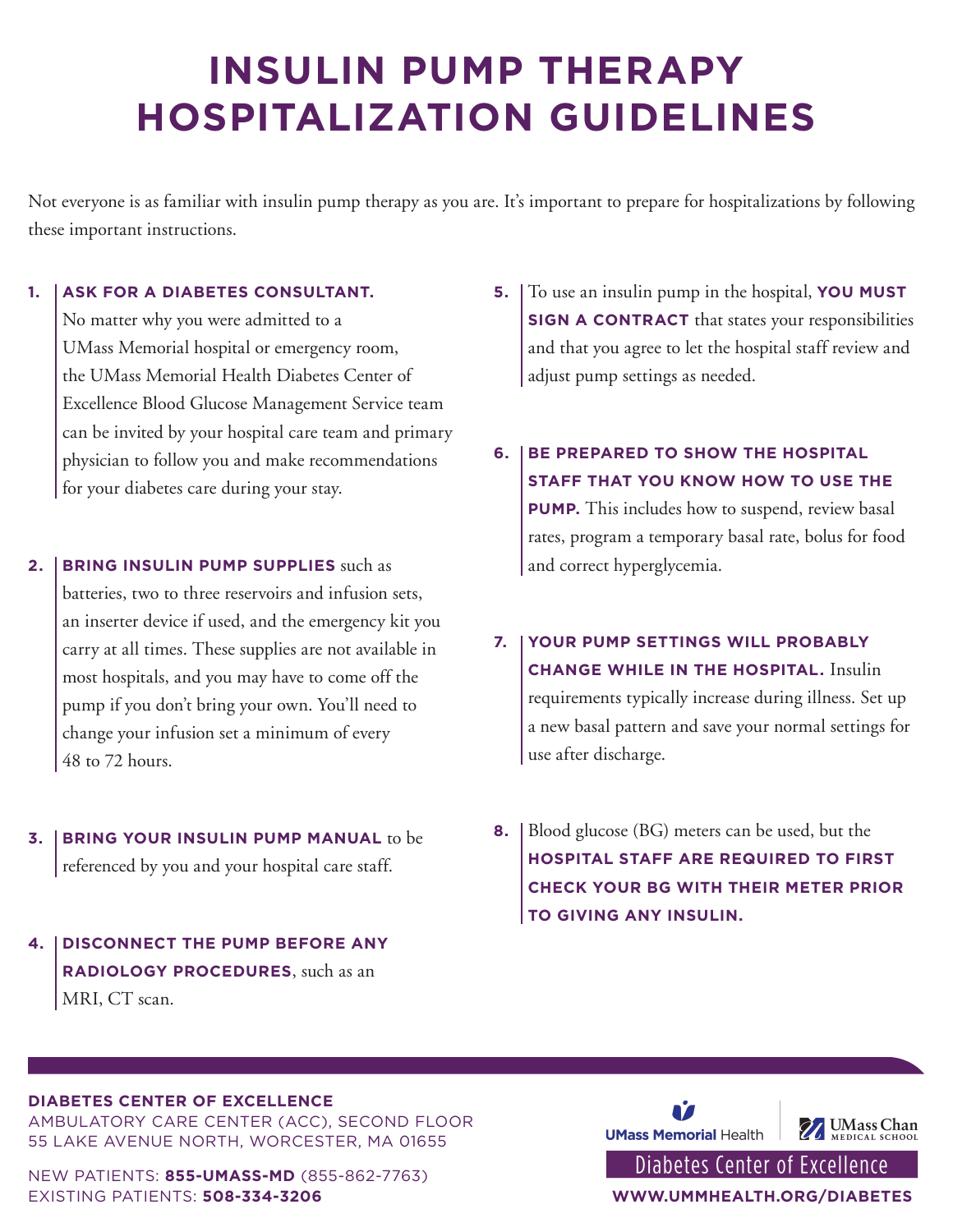# INSULIN PUMP THERAPY HOSPITALIZATION GUIDELINES

Not everyone is as familiar with insulin pump therapy as you are. It's important to prepare for hospitalizations by following these important instructions.

1. **ASK FOR A DIABETES CONSULTANT.** No matter why you were admitted to a UMass Memorial hospital or emergency room, the UMass Memorial Health Diabetes Center of Excellence Blood Glucose Management Service team can be invited by your hospital care team and primary physician to follow you and make recommendations for your diabetes care during your stay.

2. **BRING INSULIN PUMP SUPPLIES** such as batteries, two to three reservoirs and infusion sets, an inserter device if used, and the emergency kit you carry at all times. These supplies are not available in most hospitals, and you may have to come off the pump if you don't bring your own. You'll need to change your infusion set a minimum of every 48 to 72 hours.

3. **BRING YOUR INSULIN PUMP MANUAL** to be referenced by you and your hospital care staff.

4. **DISCONNECT THE PUMP BEFORE ANY RADIOLOGY PROCEDURES**, such as an MRI, CT scan.

5. To use an insulin pump in the hospital, **YOU MUST SIGN A CONTRACT** that states your responsibilities and that you agree to let the hospital staff review and adjust pump settings as needed.

6. **BE PREPARED TO SHOW THE HOSPITAL STAFF THAT YOU KNOW HOW TO USE THE PUMP.** This includes how to suspend, review basal rates, program a temporary basal rate, bolus for food and correct hyperglycemia.

7. **YOUR PUMP SETTINGS WILL PROBABLY CHANGE WHILE IN THE HOSPITAL.** Insulin requirements typically increase during illness. Set up a new basal pattern and save your normal settings for use after discharge.

8. Blood glucose (BG) meters can be used, but the **HOSPITAL STAFF ARE REQUIRED TO FIRST CHECK YOUR BG WITH THEIR METER PRIOR TO GIVING ANY INSULIN.**

**DIABETES CENTER OF EXCELLENCE**
AMBULATORY CARE CENTER (ACC), SECOND FLOOR
55 LAKE AVENUE NORTH, WORCESTER, MA 01655

NEW PATIENTS: **855-UMASS-MD** (855-862-7763)
EXISTING PATIENTS: **508-334-3206**

UMass Memorial Health | UMass Chan Medical School
Diabetes Center of Excellence
**WWW.UMMHEALTH.ORG/DIABETES**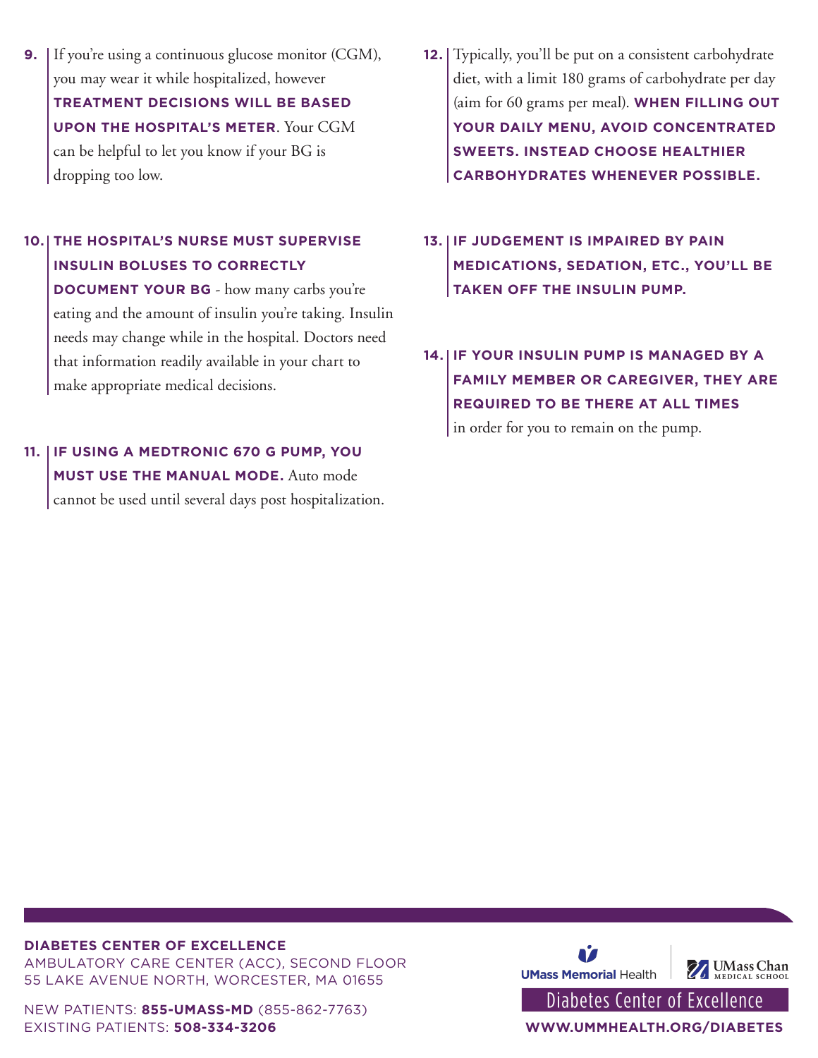9. If you're using a continuous glucose monitor (CGM), you may wear it while hospitalized, however **TREATMENT DECISIONS WILL BE BASED UPON THE HOSPITAL'S METER**. Your CGM can be helpful to let you know if your BG is dropping too low.

10. **THE HOSPITAL'S NURSE MUST SUPERVISE INSULIN BOLUSES TO CORRECTLY DOCUMENT YOUR BG** - how many carbs you're eating and the amount of insulin you're taking. Insulin needs may change while in the hospital. Doctors need that information readily available in your chart to make appropriate medical decisions.

11. **IF USING A MEDTRONIC 670 G PUMP, YOU MUST USE THE MANUAL MODE.** Auto mode cannot be used until several days post hospitalization.

12. Typically, you'll be put on a consistent carbohydrate diet, with a limit 180 grams of carbohydrate per day (aim for 60 grams per meal). **WHEN FILLING OUT YOUR DAILY MENU, AVOID CONCENTRATED SWEETS. INSTEAD CHOOSE HEALTHIER CARBOHYDRATES WHENEVER POSSIBLE.**

13. **IF JUDGEMENT IS IMPAIRED BY PAIN MEDICATIONS, SEDATION, ETC., YOU'LL BE TAKEN OFF THE INSULIN PUMP.**

14. **IF YOUR INSULIN PUMP IS MANAGED BY A FAMILY MEMBER OR CAREGIVER, THEY ARE REQUIRED TO BE THERE AT ALL TIMES** in order for you to remain on the pump.

**DIABETES CENTER OF EXCELLENCE**
AMBULATORY CARE CENTER (ACC), SECOND FLOOR
55 LAKE AVENUE NORTH, WORCESTER, MA 01655

NEW PATIENTS: **855-UMASS-MD** (855-862-7763)
EXISTING PATIENTS: **508-334-3206**

UMass Memorial Health | UMass Chan Medical School

Diabetes Center of Excellence

**WWW.UMMHEALTH.ORG/DIABETES**